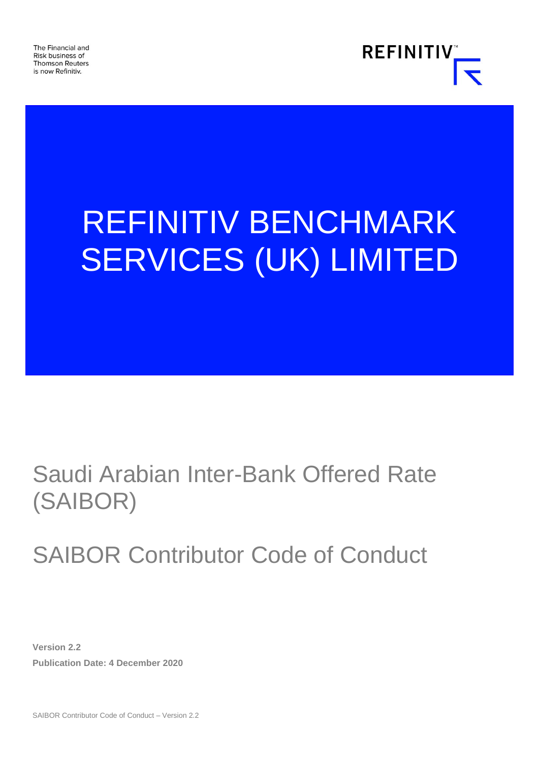The Financial and Risk business of Thomson Reuters is now Refinitiv.

REFINITIV™

# REFINITIV BENCHMARK SERVICES (UK) LIMITED

## Saudi Arabian Inter-Bank Offered Rate (SAIBOR)

## SAIBOR Contributor Code of Conduct

**Version 2.2**

**Publication Date: 4 December 2020**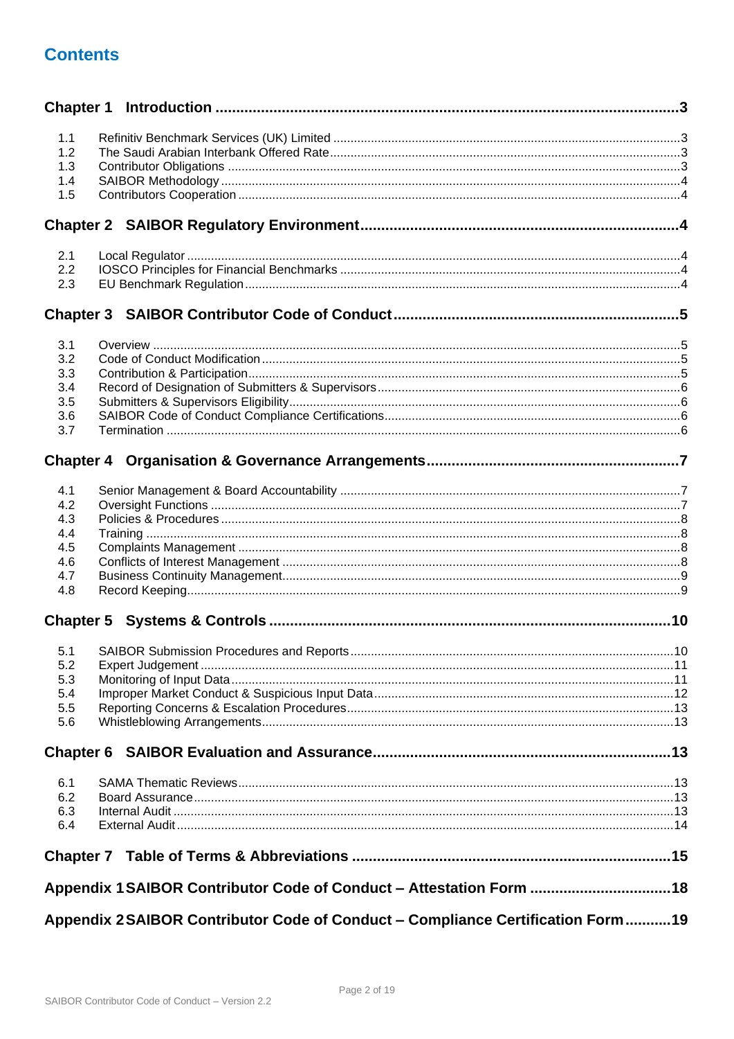# Contents

| | | |
|---|---|---|
| **Chapter 1** | **Introduction** | **3** |
| 1.1 | Refinitiv Benchmark Services (UK) Limited | 3 |
| 1.2 | The Saudi Arabian Interbank Offered Rate | 3 |
| 1.3 | Contributor Obligations | 3 |
| 1.4 | SAIBOR Methodology | 4 |
| 1.5 | Contributors Cooperation | 4 |
| **Chapter 2** | **SAIBOR Regulatory Environment** | **4** |
| 2.1 | Local Regulator | 4 |
| 2.2 | IOSCO Principles for Financial Benchmarks | 4 |
| 2.3 | EU Benchmark Regulation | 4 |
| **Chapter 3** | **SAIBOR Contributor Code of Conduct** | **5** |
| 3.1 | Overview | 5 |
| 3.2 | Code of Conduct Modification | 5 |
| 3.3 | Contribution & Participation | 5 |
| 3.4 | Record of Designation of Submitters & Supervisors | 6 |
| 3.5 | Submitters & Supervisors Eligibility | 6 |
| 3.6 | SAIBOR Code of Conduct Compliance Certifications | 6 |
| 3.7 | Termination | 6 |
| **Chapter 4** | **Organisation & Governance Arrangements** | **7** |
| 4.1 | Senior Management & Board Accountability | 7 |
| 4.2 | Oversight Functions | 7 |
| 4.3 | Policies & Procedures | 8 |
| 4.4 | Training | 8 |
| 4.5 | Complaints Management | 8 |
| 4.6 | Conflicts of Interest Management | 8 |
| 4.7 | Business Continuity Management | 9 |
| 4.8 | Record Keeping | 9 |
| **Chapter 5** | **Systems & Controls** | **10** |
| 5.1 | SAIBOR Submission Procedures and Reports | 10 |
| 5.2 | Expert Judgement | 11 |
| 5.3 | Monitoring of Input Data | 11 |
| 5.4 | Improper Market Conduct & Suspicious Input Data | 12 |
| 5.5 | Reporting Concerns & Escalation Procedures | 13 |
| 5.6 | Whistleblowing Arrangements | 13 |
| **Chapter 6** | **SAIBOR Evaluation and Assurance** | **13** |
| 6.1 | SAMA Thematic Reviews | 13 |
| 6.2 | Board Assurance | 13 |
| 6.3 | Internal Audit | 13 |
| 6.4 | External Audit | 14 |
| **Chapter 7** | **Table of Terms & Abbreviations** | **15** |
| **Appendix 1** | **SAIBOR Contributor Code of Conduct – Attestation Form** | **18** |
| **Appendix 2** | **SAIBOR Contributor Code of Conduct – Compliance Certification Form** | **19** |

SAIBOR Contributor Code of Conduct – Version 2.2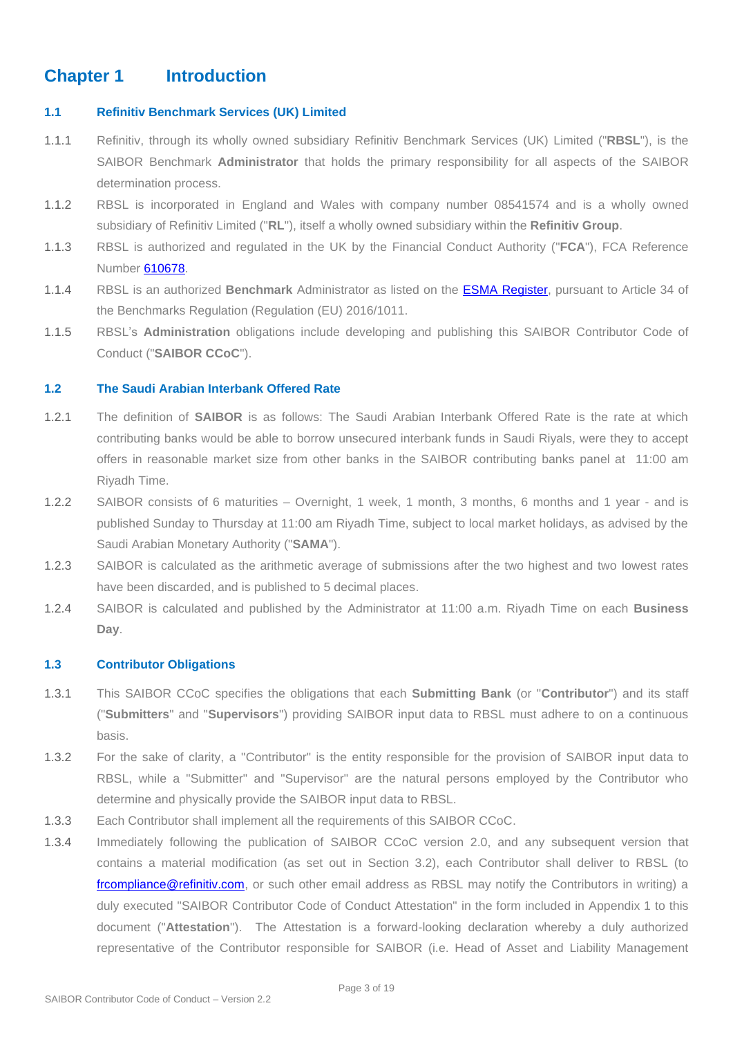# Chapter 1 Introduction

## 1.1 Refinitiv Benchmark Services (UK) Limited

1.1.1 Refinitiv, through its wholly owned subsidiary Refinitiv Benchmark Services (UK) Limited ("**RBSL**"), is the SAIBOR Benchmark **Administrator** that holds the primary responsibility for all aspects of the SAIBOR determination process.

1.1.2 RBSL is incorporated in England and Wales with company number 08541574 and is a wholly owned subsidiary of Refinitiv Limited ("**RL**"), itself a wholly owned subsidiary within the **Refinitiv Group**.

1.1.3 RBSL is authorized and regulated in the UK by the Financial Conduct Authority ("**FCA**"), FCA Reference Number 610678.

1.1.4 RBSL is an authorized **Benchmark** Administrator as listed on the ESMA Register, pursuant to Article 34 of the Benchmarks Regulation (Regulation (EU) 2016/1011.

1.1.5 RBSL's **Administration** obligations include developing and publishing this SAIBOR Contributor Code of Conduct ("**SAIBOR CCoC**").

## 1.2 The Saudi Arabian Interbank Offered Rate

1.2.1 The definition of **SAIBOR** is as follows: The Saudi Arabian Interbank Offered Rate is the rate at which contributing banks would be able to borrow unsecured interbank funds in Saudi Riyals, were they to accept offers in reasonable market size from other banks in the SAIBOR contributing banks panel at 11:00 am Riyadh Time.

1.2.2 SAIBOR consists of 6 maturities – Overnight, 1 week, 1 month, 3 months, 6 months and 1 year - and is published Sunday to Thursday at 11:00 am Riyadh Time, subject to local market holidays, as advised by the Saudi Arabian Monetary Authority ("**SAMA**").

1.2.3 SAIBOR is calculated as the arithmetic average of submissions after the two highest and two lowest rates have been discarded, and is published to 5 decimal places.

1.2.4 SAIBOR is calculated and published by the Administrator at 11:00 a.m. Riyadh Time on each **Business Day**.

## 1.3 Contributor Obligations

1.3.1 This SAIBOR CCoC specifies the obligations that each **Submitting Bank** (or "**Contributor**") and its staff ("**Submitters**" and "**Supervisors**") providing SAIBOR input data to RBSL must adhere to on a continuous basis.

1.3.2 For the sake of clarity, a "Contributor" is the entity responsible for the provision of SAIBOR input data to RBSL, while a "Submitter" and "Supervisor" are the natural persons employed by the Contributor who determine and physically provide the SAIBOR input data to RBSL.

1.3.3 Each Contributor shall implement all the requirements of this SAIBOR CCoC.

1.3.4 Immediately following the publication of SAIBOR CCoC version 2.0, and any subsequent version that contains a material modification (as set out in Section 3.2), each Contributor shall deliver to RBSL (to frcompliance@refinitiv.com, or such other email address as RBSL may notify the Contributors in writing) a duly executed "SAIBOR Contributor Code of Conduct Attestation" in the form included in Appendix 1 to this document ("**Attestation**"). The Attestation is a forward-looking declaration whereby a duly authorized representative of the Contributor responsible for SAIBOR (i.e. Head of Asset and Liability Management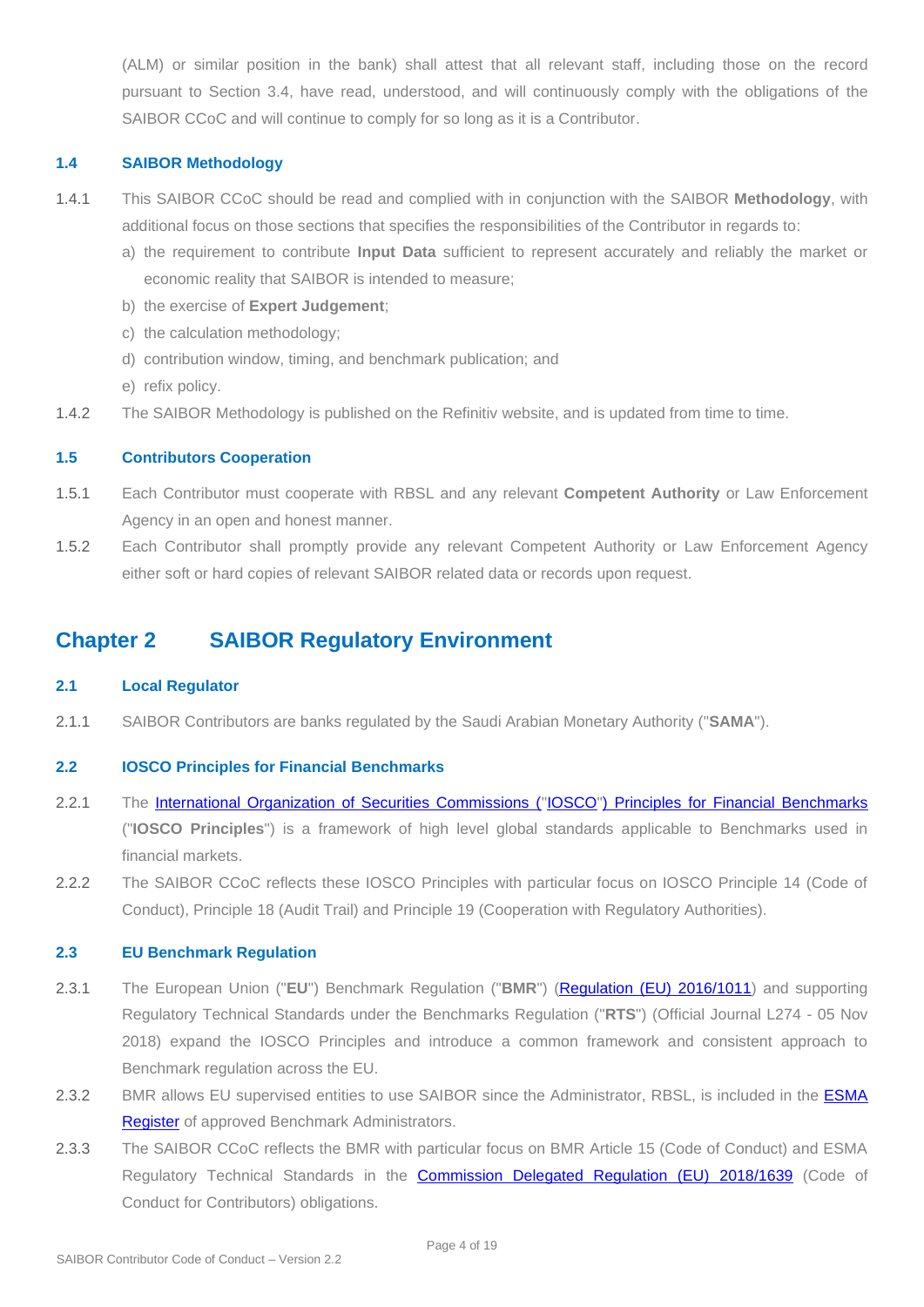(ALM) or similar position in the bank) shall attest that all relevant staff, including those on the record pursuant to Section 3.4, have read, understood, and will continuously comply with the obligations of the SAIBOR CCoC and will continue to comply for so long as it is a Contributor.

### 1.4 SAIBOR Methodology

1.4.1 This SAIBOR CCoC should be read and complied with in conjunction with the SAIBOR **Methodology**, with additional focus on those sections that specifies the responsibilities of the Contributor in regards to:

a) the requirement to contribute **Input Data** sufficient to represent accurately and reliably the market or economic reality that SAIBOR is intended to measure;

b) the exercise of **Expert Judgement**;

c) the calculation methodology;

d) contribution window, timing, and benchmark publication; and

e) refix policy.

1.4.2 The SAIBOR Methodology is published on the Refinitiv website, and is updated from time to time.

### 1.5 Contributors Cooperation

1.5.1 Each Contributor must cooperate with RBSL and any relevant **Competent Authority** or Law Enforcement Agency in an open and honest manner.

1.5.2 Each Contributor shall promptly provide any relevant Competent Authority or Law Enforcement Agency either soft or hard copies of relevant SAIBOR related data or records upon request.

## Chapter 2 SAIBOR Regulatory Environment

### 2.1 Local Regulator

2.1.1 SAIBOR Contributors are banks regulated by the Saudi Arabian Monetary Authority ("**SAMA**").

### 2.2 IOSCO Principles for Financial Benchmarks

2.2.1 The International Organization of Securities Commissions ("IOSCO") Principles for Financial Benchmarks ("**IOSCO Principles**") is a framework of high level global standards applicable to Benchmarks used in financial markets.

2.2.2 The SAIBOR CCoC reflects these IOSCO Principles with particular focus on IOSCO Principle 14 (Code of Conduct), Principle 18 (Audit Trail) and Principle 19 (Cooperation with Regulatory Authorities).

### 2.3 EU Benchmark Regulation

2.3.1 The European Union ("**EU**") Benchmark Regulation ("**BMR**") (Regulation (EU) 2016/1011) and supporting Regulatory Technical Standards under the Benchmarks Regulation ("**RTS**") (Official Journal L274 - 05 Nov 2018) expand the IOSCO Principles and introduce a common framework and consistent approach to Benchmark regulation across the EU.

2.3.2 BMR allows EU supervised entities to use SAIBOR since the Administrator, RBSL, is included in the ESMA Register of approved Benchmark Administrators.

2.3.3 The SAIBOR CCoC reflects the BMR with particular focus on BMR Article 15 (Code of Conduct) and ESMA Regulatory Technical Standards in the Commission Delegated Regulation (EU) 2018/1639 (Code of Conduct for Contributors) obligations.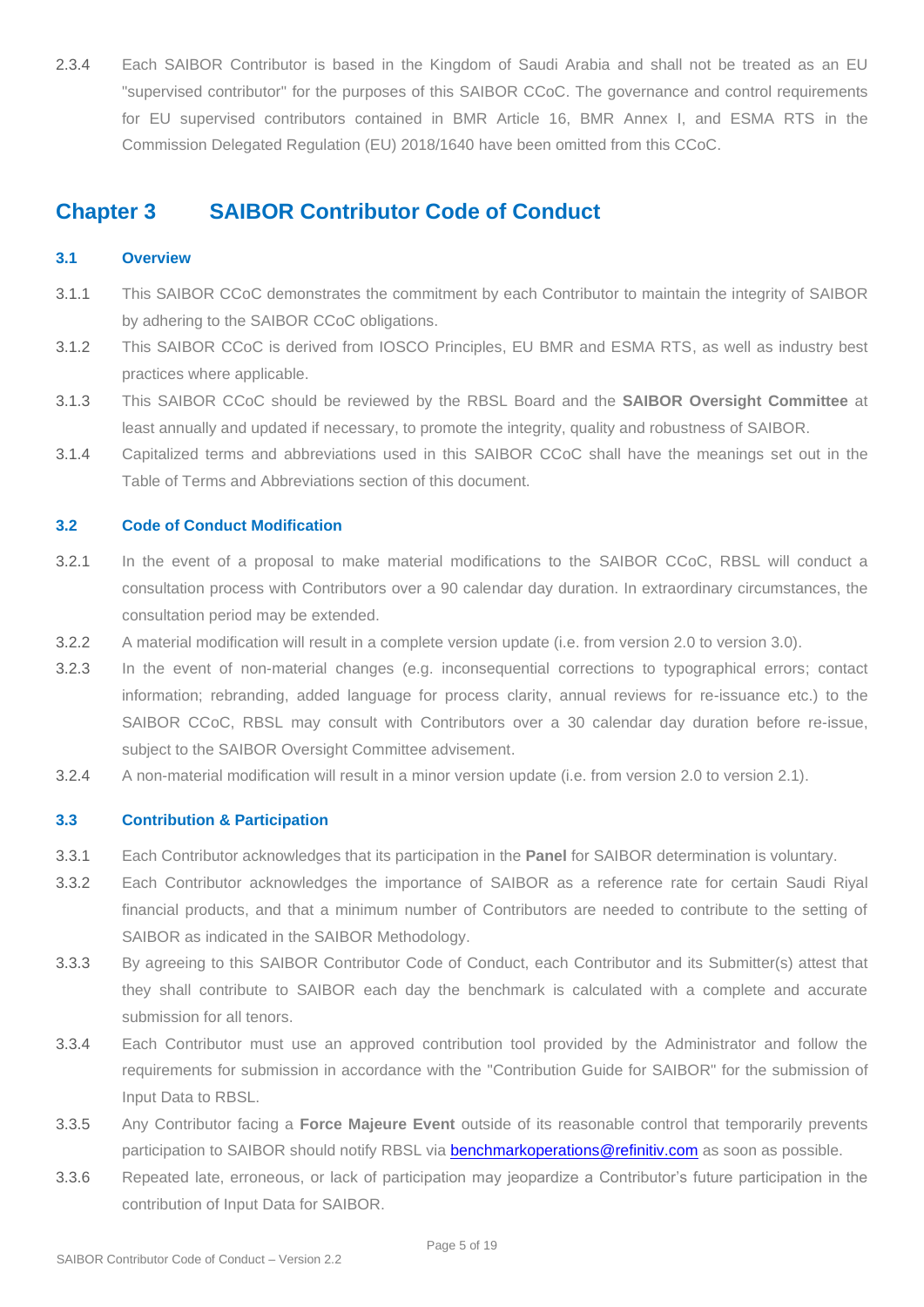2.3.4 Each SAIBOR Contributor is based in the Kingdom of Saudi Arabia and shall not be treated as an EU "supervised contributor" for the purposes of this SAIBOR CCoC. The governance and control requirements for EU supervised contributors contained in BMR Article 16, BMR Annex I, and ESMA RTS in the Commission Delegated Regulation (EU) 2018/1640 have been omitted from this CCoC.

# Chapter 3 SAIBOR Contributor Code of Conduct

### 3.1 Overview

3.1.1 This SAIBOR CCoC demonstrates the commitment by each Contributor to maintain the integrity of SAIBOR by adhering to the SAIBOR CCoC obligations.

3.1.2 This SAIBOR CCoC is derived from IOSCO Principles, EU BMR and ESMA RTS, as well as industry best practices where applicable.

3.1.3 This SAIBOR CCoC should be reviewed by the RBSL Board and the **SAIBOR Oversight Committee** at least annually and updated if necessary, to promote the integrity, quality and robustness of SAIBOR.

3.1.4 Capitalized terms and abbreviations used in this SAIBOR CCoC shall have the meanings set out in the Table of Terms and Abbreviations section of this document.

### 3.2 Code of Conduct Modification

3.2.1 In the event of a proposal to make material modifications to the SAIBOR CCoC, RBSL will conduct a consultation process with Contributors over a 90 calendar day duration. In extraordinary circumstances, the consultation period may be extended.

3.2.2 A material modification will result in a complete version update (i.e. from version 2.0 to version 3.0).

3.2.3 In the event of non-material changes (e.g. inconsequential corrections to typographical errors; contact information; rebranding, added language for process clarity, annual reviews for re-issuance etc.) to the SAIBOR CCoC, RBSL may consult with Contributors over a 30 calendar day duration before re-issue, subject to the SAIBOR Oversight Committee advisement.

3.2.4 A non-material modification will result in a minor version update (i.e. from version 2.0 to version 2.1).

### 3.3 Contribution & Participation

3.3.1 Each Contributor acknowledges that its participation in the **Panel** for SAIBOR determination is voluntary.

3.3.2 Each Contributor acknowledges the importance of SAIBOR as a reference rate for certain Saudi Riyal financial products, and that a minimum number of Contributors are needed to contribute to the setting of SAIBOR as indicated in the SAIBOR Methodology.

3.3.3 By agreeing to this SAIBOR Contributor Code of Conduct, each Contributor and its Submitter(s) attest that they shall contribute to SAIBOR each day the benchmark is calculated with a complete and accurate submission for all tenors.

3.3.4 Each Contributor must use an approved contribution tool provided by the Administrator and follow the requirements for submission in accordance with the "Contribution Guide for SAIBOR" for the submission of Input Data to RBSL.

3.3.5 Any Contributor facing a **Force Majeure Event** outside of its reasonable control that temporarily prevents participation to SAIBOR should notify RBSL via benchmarkoperations@refinitiv.com as soon as possible.

3.3.6 Repeated late, erroneous, or lack of participation may jeopardize a Contributor's future participation in the contribution of Input Data for SAIBOR.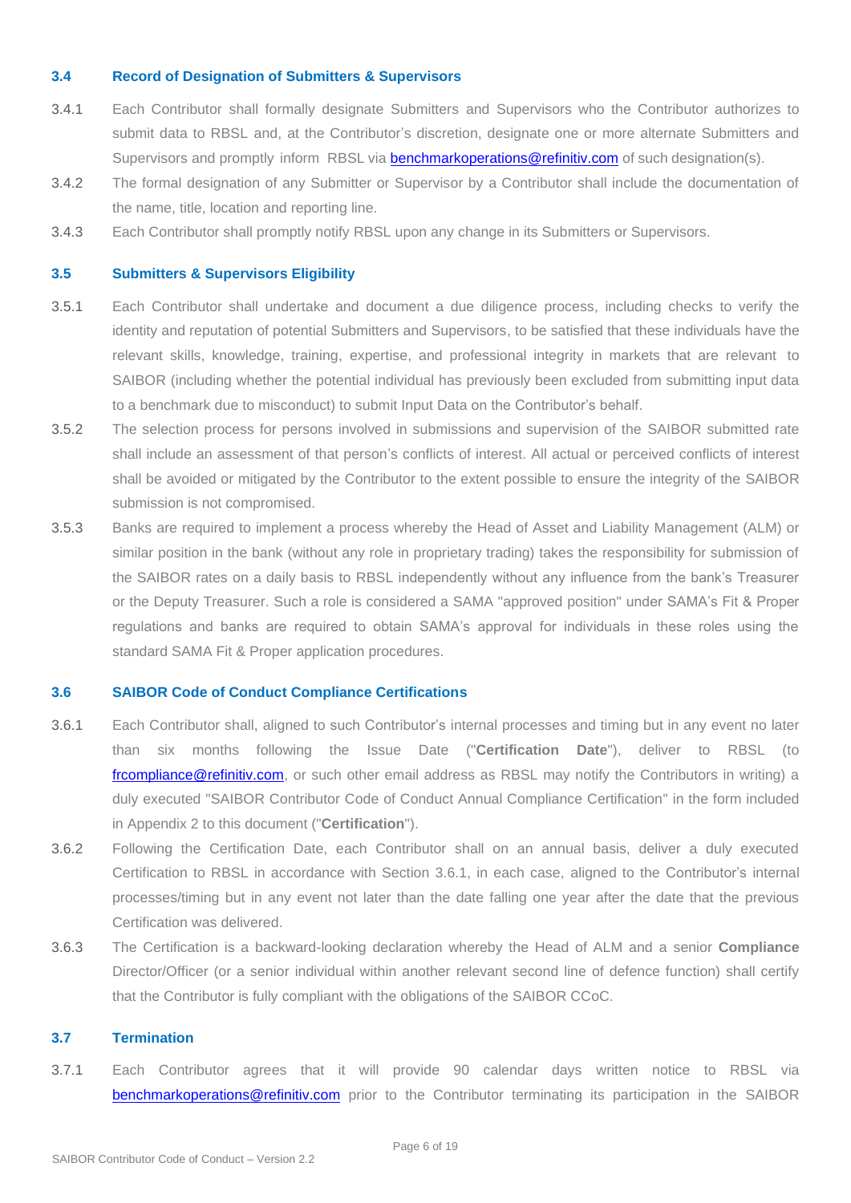### 3.4 Record of Designation of Submitters & Supervisors

3.4.1 Each Contributor shall formally designate Submitters and Supervisors who the Contributor authorizes to submit data to RBSL and, at the Contributor's discretion, designate one or more alternate Submitters and Supervisors and promptly inform RBSL via benchmarkoperations@refinitiv.com of such designation(s).

3.4.2 The formal designation of any Submitter or Supervisor by a Contributor shall include the documentation of the name, title, location and reporting line.

3.4.3 Each Contributor shall promptly notify RBSL upon any change in its Submitters or Supervisors.

### 3.5 Submitters & Supervisors Eligibility

3.5.1 Each Contributor shall undertake and document a due diligence process, including checks to verify the identity and reputation of potential Submitters and Supervisors, to be satisfied that these individuals have the relevant skills, knowledge, training, expertise, and professional integrity in markets that are relevant to SAIBOR (including whether the potential individual has previously been excluded from submitting input data to a benchmark due to misconduct) to submit Input Data on the Contributor's behalf.

3.5.2 The selection process for persons involved in submissions and supervision of the SAIBOR submitted rate shall include an assessment of that person's conflicts of interest. All actual or perceived conflicts of interest shall be avoided or mitigated by the Contributor to the extent possible to ensure the integrity of the SAIBOR submission is not compromised.

3.5.3 Banks are required to implement a process whereby the Head of Asset and Liability Management (ALM) or similar position in the bank (without any role in proprietary trading) takes the responsibility for submission of the SAIBOR rates on a daily basis to RBSL independently without any influence from the bank's Treasurer or the Deputy Treasurer. Such a role is considered a SAMA "approved position" under SAMA's Fit & Proper regulations and banks are required to obtain SAMA's approval for individuals in these roles using the standard SAMA Fit & Proper application procedures.

### 3.6 SAIBOR Code of Conduct Compliance Certifications

3.6.1 Each Contributor shall, aligned to such Contributor's internal processes and timing but in any event no later than six months following the Issue Date ("**Certification Date**"), deliver to RBSL (to frcompliance@refinitiv.com, or such other email address as RBSL may notify the Contributors in writing) a duly executed "SAIBOR Contributor Code of Conduct Annual Compliance Certification" in the form included in Appendix 2 to this document ("**Certification**").

3.6.2 Following the Certification Date, each Contributor shall on an annual basis, deliver a duly executed Certification to RBSL in accordance with Section 3.6.1, in each case, aligned to the Contributor's internal processes/timing but in any event not later than the date falling one year after the date that the previous Certification was delivered.

3.6.3 The Certification is a backward-looking declaration whereby the Head of ALM and a senior **Compliance** Director/Officer (or a senior individual within another relevant second line of defence function) shall certify that the Contributor is fully compliant with the obligations of the SAIBOR CCoC.

### 3.7 Termination

3.7.1 Each Contributor agrees that it will provide 90 calendar days written notice to RBSL via benchmarkoperations@refinitiv.com prior to the Contributor terminating its participation in the SAIBOR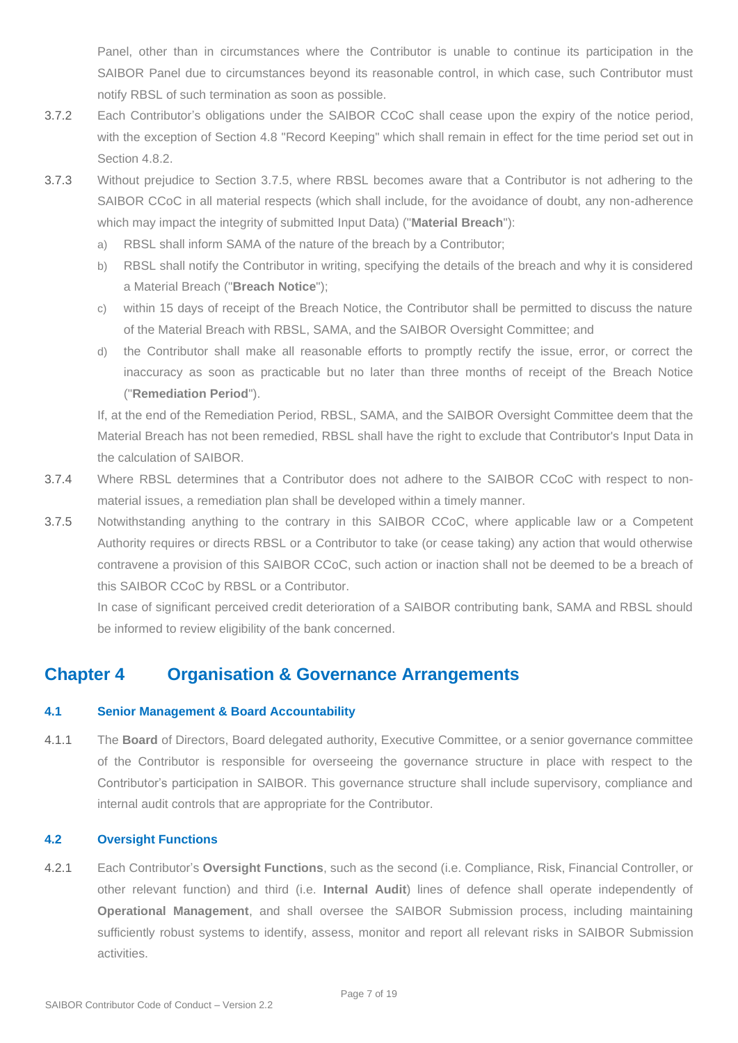Panel, other than in circumstances where the Contributor is unable to continue its participation in the SAIBOR Panel due to circumstances beyond its reasonable control, in which case, such Contributor must notify RBSL of such termination as soon as possible.

3.7.2 Each Contributor's obligations under the SAIBOR CCoC shall cease upon the expiry of the notice period, with the exception of Section 4.8 "Record Keeping" which shall remain in effect for the time period set out in Section 4.8.2.

3.7.3 Without prejudice to Section 3.7.5, where RBSL becomes aware that a Contributor is not adhering to the SAIBOR CCoC in all material respects (which shall include, for the avoidance of doubt, any non-adherence which may impact the integrity of submitted Input Data) ("**Material Breach**"):

a) RBSL shall inform SAMA of the nature of the breach by a Contributor;

b) RBSL shall notify the Contributor in writing, specifying the details of the breach and why it is considered a Material Breach ("**Breach Notice**");

c) within 15 days of receipt of the Breach Notice, the Contributor shall be permitted to discuss the nature of the Material Breach with RBSL, SAMA, and the SAIBOR Oversight Committee; and

d) the Contributor shall make all reasonable efforts to promptly rectify the issue, error, or correct the inaccuracy as soon as practicable but no later than three months of receipt of the Breach Notice ("**Remediation Period**").

If, at the end of the Remediation Period, RBSL, SAMA, and the SAIBOR Oversight Committee deem that the Material Breach has not been remedied, RBSL shall have the right to exclude that Contributor's Input Data in the calculation of SAIBOR.

3.7.4 Where RBSL determines that a Contributor does not adhere to the SAIBOR CCoC with respect to non-material issues, a remediation plan shall be developed within a timely manner.

3.7.5 Notwithstanding anything to the contrary in this SAIBOR CCoC, where applicable law or a Competent Authority requires or directs RBSL or a Contributor to take (or cease taking) any action that would otherwise contravene a provision of this SAIBOR CCoC, such action or inaction shall not be deemed to be a breach of this SAIBOR CCoC by RBSL or a Contributor.

In case of significant perceived credit deterioration of a SAIBOR contributing bank, SAMA and RBSL should be informed to review eligibility of the bank concerned.

# Chapter 4 Organisation & Governance Arrangements

### 4.1 Senior Management & Board Accountability

4.1.1 The **Board** of Directors, Board delegated authority, Executive Committee, or a senior governance committee of the Contributor is responsible for overseeing the governance structure in place with respect to the Contributor's participation in SAIBOR. This governance structure shall include supervisory, compliance and internal audit controls that are appropriate for the Contributor.

### 4.2 Oversight Functions

4.2.1 Each Contributor's **Oversight Functions**, such as the second (i.e. Compliance, Risk, Financial Controller, or other relevant function) and third (i.e. **Internal Audit**) lines of defence shall operate independently of **Operational Management**, and shall oversee the SAIBOR Submission process, including maintaining sufficiently robust systems to identify, assess, monitor and report all relevant risks in SAIBOR Submission activities.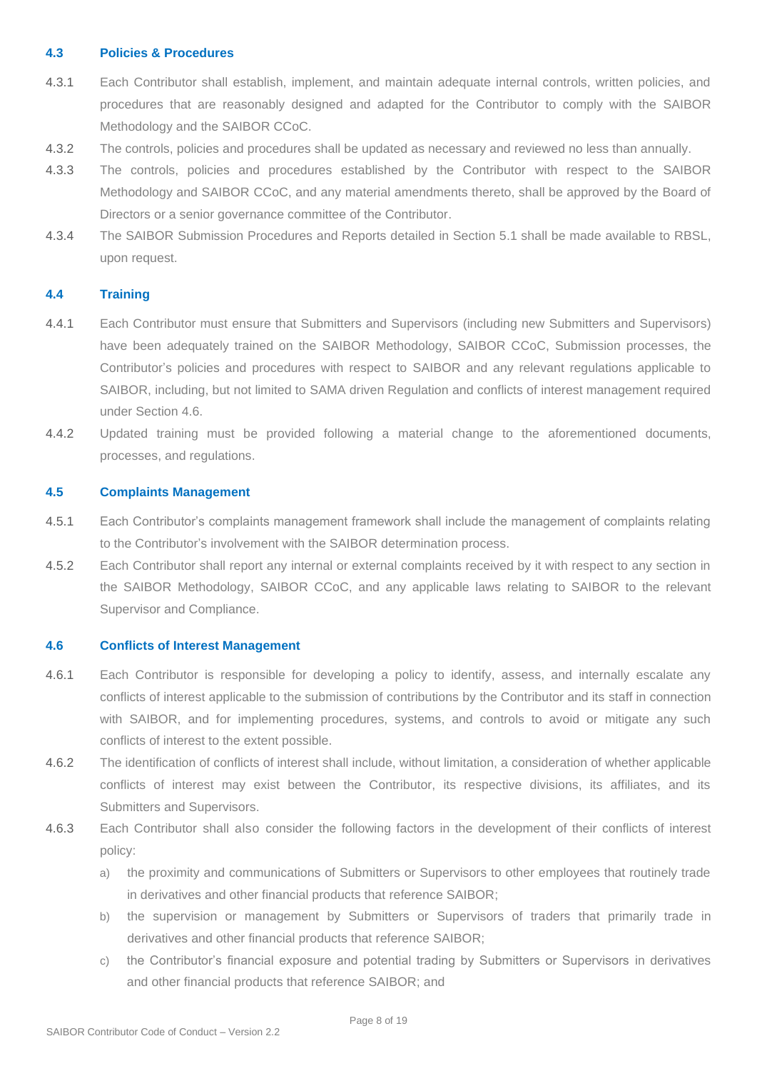### 4.3 Policies & Procedures

4.3.1 Each Contributor shall establish, implement, and maintain adequate internal controls, written policies, and procedures that are reasonably designed and adapted for the Contributor to comply with the SAIBOR Methodology and the SAIBOR CCoC.

4.3.2 The controls, policies and procedures shall be updated as necessary and reviewed no less than annually.

4.3.3 The controls, policies and procedures established by the Contributor with respect to the SAIBOR Methodology and SAIBOR CCoC, and any material amendments thereto, shall be approved by the Board of Directors or a senior governance committee of the Contributor.

4.3.4 The SAIBOR Submission Procedures and Reports detailed in Section 5.1 shall be made available to RBSL, upon request.

### 4.4 Training

4.4.1 Each Contributor must ensure that Submitters and Supervisors (including new Submitters and Supervisors) have been adequately trained on the SAIBOR Methodology, SAIBOR CCoC, Submission processes, the Contributor's policies and procedures with respect to SAIBOR and any relevant regulations applicable to SAIBOR, including, but not limited to SAMA driven Regulation and conflicts of interest management required under Section 4.6.

4.4.2 Updated training must be provided following a material change to the aforementioned documents, processes, and regulations.

### 4.5 Complaints Management

4.5.1 Each Contributor's complaints management framework shall include the management of complaints relating to the Contributor's involvement with the SAIBOR determination process.

4.5.2 Each Contributor shall report any internal or external complaints received by it with respect to any section in the SAIBOR Methodology, SAIBOR CCoC, and any applicable laws relating to SAIBOR to the relevant Supervisor and Compliance.

### 4.6 Conflicts of Interest Management

4.6.1 Each Contributor is responsible for developing a policy to identify, assess, and internally escalate any conflicts of interest applicable to the submission of contributions by the Contributor and its staff in connection with SAIBOR, and for implementing procedures, systems, and controls to avoid or mitigate any such conflicts of interest to the extent possible.

4.6.2 The identification of conflicts of interest shall include, without limitation, a consideration of whether applicable conflicts of interest may exist between the Contributor, its respective divisions, its affiliates, and its Submitters and Supervisors.

4.6.3 Each Contributor shall also consider the following factors in the development of their conflicts of interest policy:

a) the proximity and communications of Submitters or Supervisors to other employees that routinely trade in derivatives and other financial products that reference SAIBOR;

b) the supervision or management by Submitters or Supervisors of traders that primarily trade in derivatives and other financial products that reference SAIBOR;

c) the Contributor's financial exposure and potential trading by Submitters or Supervisors in derivatives and other financial products that reference SAIBOR; and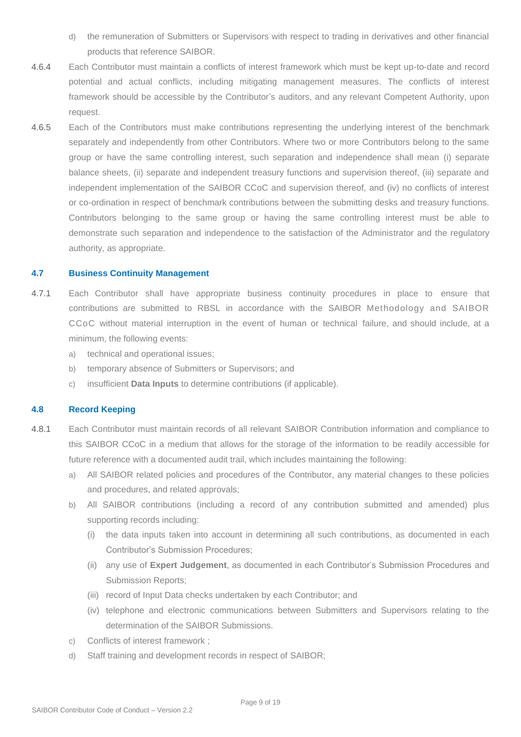d) the remuneration of Submitters or Supervisors with respect to trading in derivatives and other financial products that reference SAIBOR.

4.6.4 Each Contributor must maintain a conflicts of interest framework which must be kept up-to-date and record potential and actual conflicts, including mitigating management measures. The conflicts of interest framework should be accessible by the Contributor's auditors, and any relevant Competent Authority, upon request.

4.6.5 Each of the Contributors must make contributions representing the underlying interest of the benchmark separately and independently from other Contributors. Where two or more Contributors belong to the same group or have the same controlling interest, such separation and independence shall mean (i) separate balance sheets, (ii) separate and independent treasury functions and supervision thereof, (iii) separate and independent implementation of the SAIBOR CCoC and supervision thereof, and (iv) no conflicts of interest or co-ordination in respect of benchmark contributions between the submitting desks and treasury functions. Contributors belonging to the same group or having the same controlling interest must be able to demonstrate such separation and independence to the satisfaction of the Administrator and the regulatory authority, as appropriate.

### 4.7 Business Continuity Management

4.7.1 Each Contributor shall have appropriate business continuity procedures in place to ensure that contributions are submitted to RBSL in accordance with the SAIBOR Methodology and SAIBOR CCoC without material interruption in the event of human or technical failure, and should include, at a minimum, the following events:

a) technical and operational issues;
b) temporary absence of Submitters or Supervisors; and
c) insufficient **Data Inputs** to determine contributions (if applicable).

### 4.8 Record Keeping

4.8.1 Each Contributor must maintain records of all relevant SAIBOR Contribution information and compliance to this SAIBOR CCoC in a medium that allows for the storage of the information to be readily accessible for future reference with a documented audit trail, which includes maintaining the following:

a) All SAIBOR related policies and procedures of the Contributor, any material changes to these policies and procedures, and related approvals;
b) All SAIBOR contributions (including a record of any contribution submitted and amended) plus supporting records including:
   (i) the data inputs taken into account in determining all such contributions, as documented in each Contributor's Submission Procedures;
   (ii) any use of **Expert Judgement**, as documented in each Contributor's Submission Procedures and Submission Reports;
   (iii) record of Input Data checks undertaken by each Contributor; and
   (iv) telephone and electronic communications between Submitters and Supervisors relating to the determination of the SAIBOR Submissions.
c) Conflicts of interest framework ;
d) Staff training and development records in respect of SAIBOR;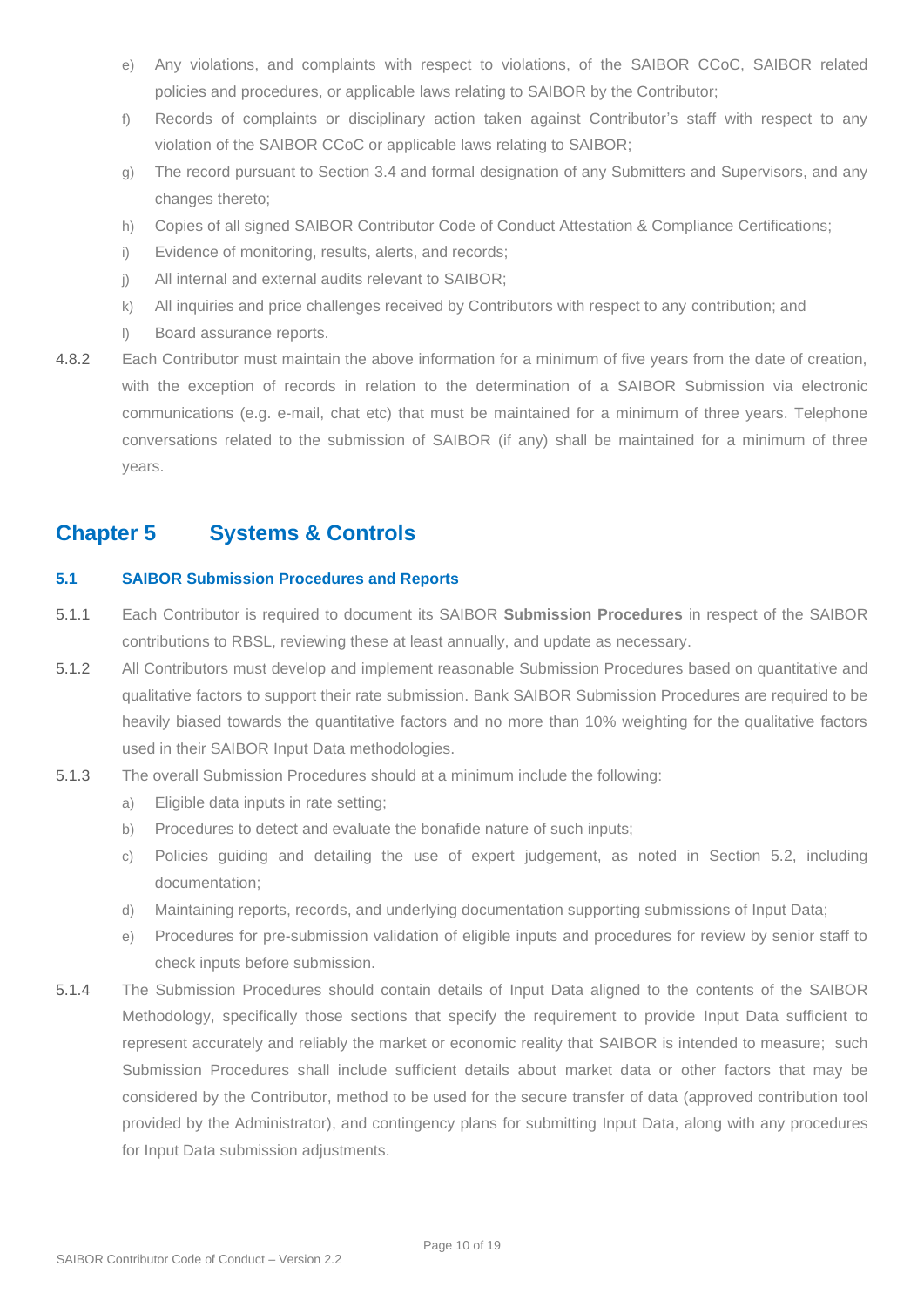e) Any violations, and complaints with respect to violations, of the SAIBOR CCoC, SAIBOR related policies and procedures, or applicable laws relating to SAIBOR by the Contributor;

f) Records of complaints or disciplinary action taken against Contributor's staff with respect to any violation of the SAIBOR CCoC or applicable laws relating to SAIBOR;

g) The record pursuant to Section 3.4 and formal designation of any Submitters and Supervisors, and any changes thereto;

h) Copies of all signed SAIBOR Contributor Code of Conduct Attestation & Compliance Certifications;

i) Evidence of monitoring, results, alerts, and records;

j) All internal and external audits relevant to SAIBOR;

k) All inquiries and price challenges received by Contributors with respect to any contribution; and

l) Board assurance reports.

4.8.2 Each Contributor must maintain the above information for a minimum of five years from the date of creation, with the exception of records in relation to the determination of a SAIBOR Submission via electronic communications (e.g. e-mail, chat etc) that must be maintained for a minimum of three years. Telephone conversations related to the submission of SAIBOR (if any) shall be maintained for a minimum of three years.

# Chapter 5 Systems & Controls

### 5.1 SAIBOR Submission Procedures and Reports

5.1.1 Each Contributor is required to document its SAIBOR **Submission Procedures** in respect of the SAIBOR contributions to RBSL, reviewing these at least annually, and update as necessary.

5.1.2 All Contributors must develop and implement reasonable Submission Procedures based on quantitative and qualitative factors to support their rate submission. Bank SAIBOR Submission Procedures are required to be heavily biased towards the quantitative factors and no more than 10% weighting for the qualitative factors used in their SAIBOR Input Data methodologies.

5.1.3 The overall Submission Procedures should at a minimum include the following:

a) Eligible data inputs in rate setting;

b) Procedures to detect and evaluate the bonafide nature of such inputs;

c) Policies guiding and detailing the use of expert judgement, as noted in Section 5.2, including documentation;

d) Maintaining reports, records, and underlying documentation supporting submissions of Input Data;

e) Procedures for pre-submission validation of eligible inputs and procedures for review by senior staff to check inputs before submission.

5.1.4 The Submission Procedures should contain details of Input Data aligned to the contents of the SAIBOR Methodology, specifically those sections that specify the requirement to provide Input Data sufficient to represent accurately and reliably the market or economic reality that SAIBOR is intended to measure; such Submission Procedures shall include sufficient details about market data or other factors that may be considered by the Contributor, method to be used for the secure transfer of data (approved contribution tool provided by the Administrator), and contingency plans for submitting Input Data, along with any procedures for Input Data submission adjustments.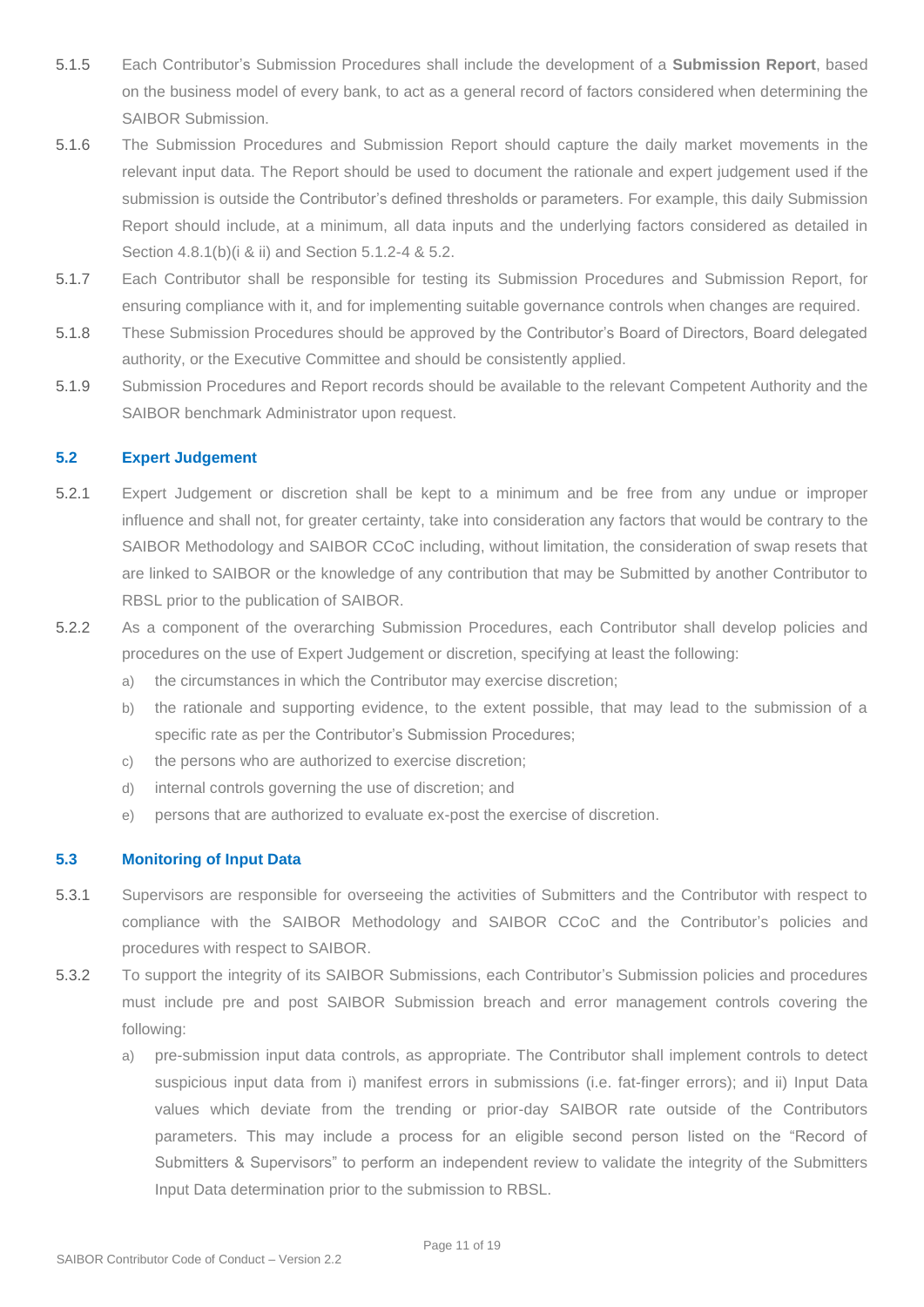5.1.5 Each Contributor's Submission Procedures shall include the development of a **Submission Report**, based on the business model of every bank, to act as a general record of factors considered when determining the SAIBOR Submission.

5.1.6 The Submission Procedures and Submission Report should capture the daily market movements in the relevant input data. The Report should be used to document the rationale and expert judgement used if the submission is outside the Contributor's defined thresholds or parameters. For example, this daily Submission Report should include, at a minimum, all data inputs and the underlying factors considered as detailed in Section 4.8.1(b)(i & ii) and Section 5.1.2-4 & 5.2.

5.1.7 Each Contributor shall be responsible for testing its Submission Procedures and Submission Report, for ensuring compliance with it, and for implementing suitable governance controls when changes are required.

5.1.8 These Submission Procedures should be approved by the Contributor's Board of Directors, Board delegated authority, or the Executive Committee and should be consistently applied.

5.1.9 Submission Procedures and Report records should be available to the relevant Competent Authority and the SAIBOR benchmark Administrator upon request.

### 5.2 Expert Judgement

5.2.1 Expert Judgement or discretion shall be kept to a minimum and be free from any undue or improper influence and shall not, for greater certainty, take into consideration any factors that would be contrary to the SAIBOR Methodology and SAIBOR CCoC including, without limitation, the consideration of swap resets that are linked to SAIBOR or the knowledge of any contribution that may be Submitted by another Contributor to RBSL prior to the publication of SAIBOR.

5.2.2 As a component of the overarching Submission Procedures, each Contributor shall develop policies and procedures on the use of Expert Judgement or discretion, specifying at least the following:

a) the circumstances in which the Contributor may exercise discretion;
b) the rationale and supporting evidence, to the extent possible, that may lead to the submission of a specific rate as per the Contributor's Submission Procedures;
c) the persons who are authorized to exercise discretion;
d) internal controls governing the use of discretion; and
e) persons that are authorized to evaluate ex-post the exercise of discretion.

### 5.3 Monitoring of Input Data

5.3.1 Supervisors are responsible for overseeing the activities of Submitters and the Contributor with respect to compliance with the SAIBOR Methodology and SAIBOR CCoC and the Contributor's policies and procedures with respect to SAIBOR.

5.3.2 To support the integrity of its SAIBOR Submissions, each Contributor's Submission policies and procedures must include pre and post SAIBOR Submission breach and error management controls covering the following:

a) pre-submission input data controls, as appropriate. The Contributor shall implement controls to detect suspicious input data from i) manifest errors in submissions (i.e. fat-finger errors); and ii) Input Data values which deviate from the trending or prior-day SAIBOR rate outside of the Contributors parameters. This may include a process for an eligible second person listed on the "Record of Submitters & Supervisors" to perform an independent review to validate the integrity of the Submitters Input Data determination prior to the submission to RBSL.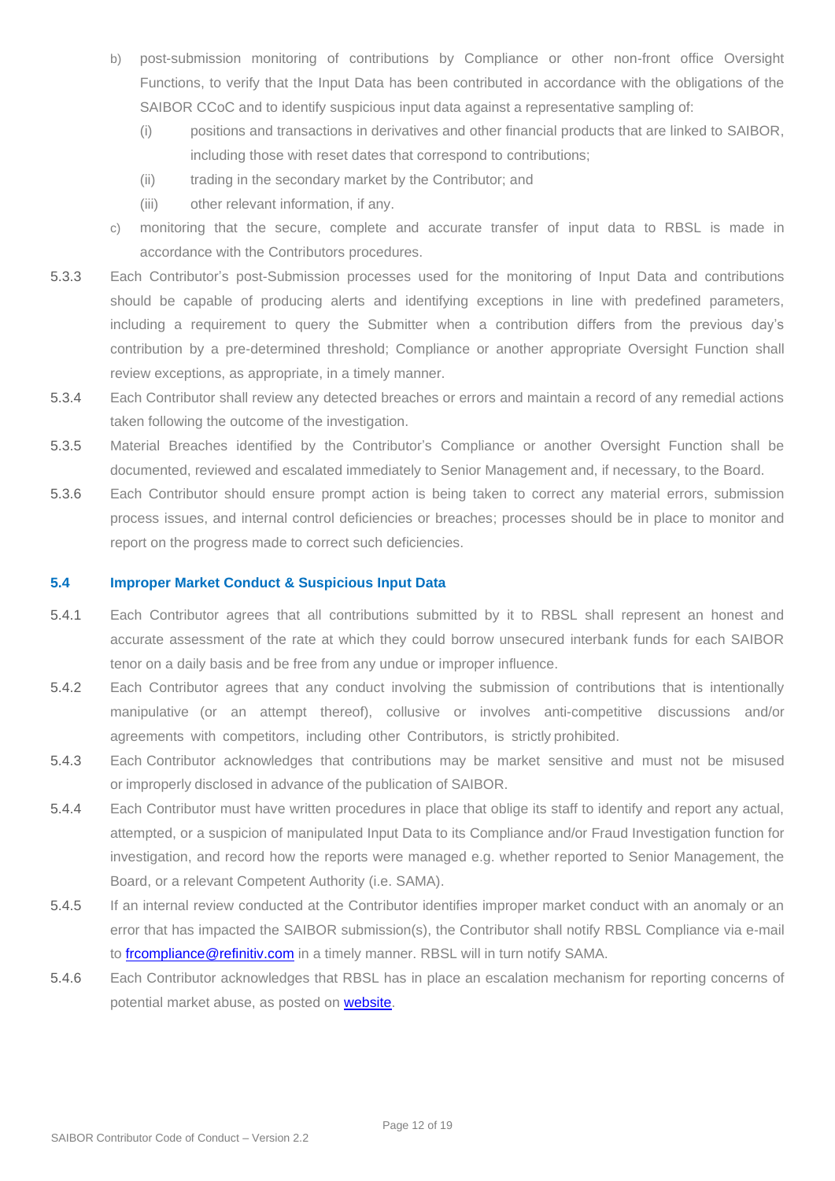b) post-submission monitoring of contributions by Compliance or other non-front office Oversight Functions, to verify that the Input Data has been contributed in accordance with the obligations of the SAIBOR CCoC and to identify suspicious input data against a representative sampling of:

    (i) positions and transactions in derivatives and other financial products that are linked to SAIBOR, including those with reset dates that correspond to contributions;

    (ii) trading in the secondary market by the Contributor; and

    (iii) other relevant information, if any.

c) monitoring that the secure, complete and accurate transfer of input data to RBSL is made in accordance with the Contributors procedures.

5.3.3 Each Contributor's post-Submission processes used for the monitoring of Input Data and contributions should be capable of producing alerts and identifying exceptions in line with predefined parameters, including a requirement to query the Submitter when a contribution differs from the previous day's contribution by a pre-determined threshold; Compliance or another appropriate Oversight Function shall review exceptions, as appropriate, in a timely manner.

5.3.4 Each Contributor shall review any detected breaches or errors and maintain a record of any remedial actions taken following the outcome of the investigation.

5.3.5 Material Breaches identified by the Contributor's Compliance or another Oversight Function shall be documented, reviewed and escalated immediately to Senior Management and, if necessary, to the Board.

5.3.6 Each Contributor should ensure prompt action is being taken to correct any material errors, submission process issues, and internal control deficiencies or breaches; processes should be in place to monitor and report on the progress made to correct such deficiencies.

### 5.4 Improper Market Conduct & Suspicious Input Data

5.4.1 Each Contributor agrees that all contributions submitted by it to RBSL shall represent an honest and accurate assessment of the rate at which they could borrow unsecured interbank funds for each SAIBOR tenor on a daily basis and be free from any undue or improper influence.

5.4.2 Each Contributor agrees that any conduct involving the submission of contributions that is intentionally manipulative (or an attempt thereof), collusive or involves anti-competitive discussions and/or agreements with competitors, including other Contributors, is strictly prohibited.

5.4.3 Each Contributor acknowledges that contributions may be market sensitive and must not be misused or improperly disclosed in advance of the publication of SAIBOR.

5.4.4 Each Contributor must have written procedures in place that oblige its staff to identify and report any actual, attempted, or a suspicion of manipulated Input Data to its Compliance and/or Fraud Investigation function for investigation, and record how the reports were managed e.g. whether reported to Senior Management, the Board, or a relevant Competent Authority (i.e. SAMA).

5.4.5 If an internal review conducted at the Contributor identifies improper market conduct with an anomaly or an error that has impacted the SAIBOR submission(s), the Contributor shall notify RBSL Compliance via e-mail to frcompliance@refinitiv.com in a timely manner. RBSL will in turn notify SAMA.

5.4.6 Each Contributor acknowledges that RBSL has in place an escalation mechanism for reporting concerns of potential market abuse, as posted on website.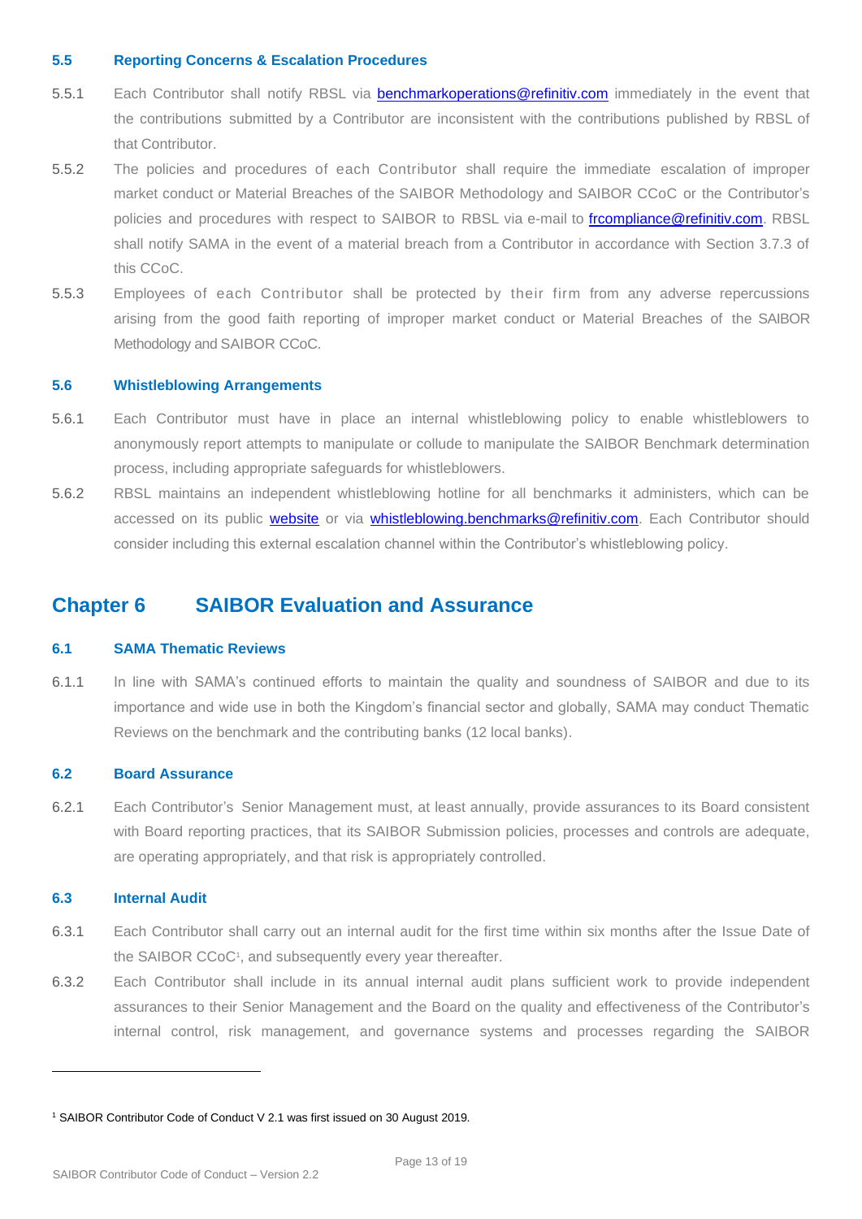### 5.5 Reporting Concerns & Escalation Procedures

5.5.1 Each Contributor shall notify RBSL via benchmarkoperations@refinitiv.com immediately in the event that the contributions submitted by a Contributor are inconsistent with the contributions published by RBSL of that Contributor.

5.5.2 The policies and procedures of each Contributor shall require the immediate escalation of improper market conduct or Material Breaches of the SAIBOR Methodology and SAIBOR CCoC or the Contributor's policies and procedures with respect to SAIBOR to RBSL via e-mail to frcompliance@refinitiv.com. RBSL shall notify SAMA in the event of a material breach from a Contributor in accordance with Section 3.7.3 of this CCoC.

5.5.3 Employees of each Contributor shall be protected by their firm from any adverse repercussions arising from the good faith reporting of improper market conduct or Material Breaches of the SAIBOR Methodology and SAIBOR CCoC.

### 5.6 Whistleblowing Arrangements

5.6.1 Each Contributor must have in place an internal whistleblowing policy to enable whistleblowers to anonymously report attempts to manipulate or collude to manipulate the SAIBOR Benchmark determination process, including appropriate safeguards for whistleblowers.

5.6.2 RBSL maintains an independent whistleblowing hotline for all benchmarks it administers, which can be accessed on its public website or via whistleblowing.benchmarks@refinitiv.com. Each Contributor should consider including this external escalation channel within the Contributor's whistleblowing policy.

## Chapter 6 SAIBOR Evaluation and Assurance

### 6.1 SAMA Thematic Reviews

6.1.1 In line with SAMA's continued efforts to maintain the quality and soundness of SAIBOR and due to its importance and wide use in both the Kingdom's financial sector and globally, SAMA may conduct Thematic Reviews on the benchmark and the contributing banks (12 local banks).

### 6.2 Board Assurance

6.2.1 Each Contributor's Senior Management must, at least annually, provide assurances to its Board consistent with Board reporting practices, that its SAIBOR Submission policies, processes and controls are adequate, are operating appropriately, and that risk is appropriately controlled.

### 6.3 Internal Audit

6.3.1 Each Contributor shall carry out an internal audit for the first time within six months after the Issue Date of the SAIBOR CCoC[1], and subsequently every year thereafter.

6.3.2 Each Contributor shall include in its annual internal audit plans sufficient work to provide independent assurances to their Senior Management and the Board on the quality and effectiveness of the Contributor's internal control, risk management, and governance systems and processes regarding the SAIBOR

---

[1] SAIBOR Contributor Code of Conduct V 2.1 was first issued on 30 August 2019.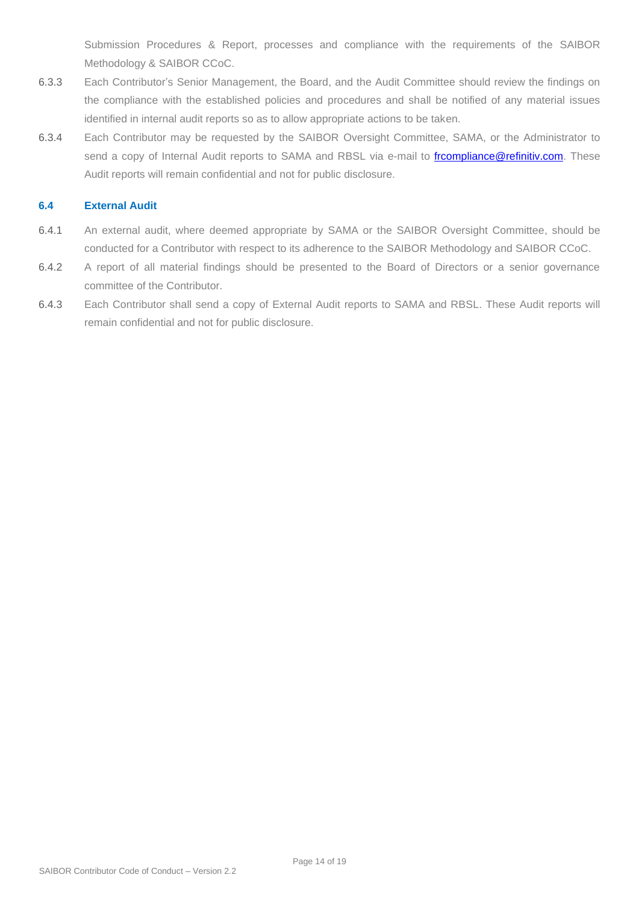Submission Procedures & Report, processes and compliance with the requirements of the SAIBOR Methodology & SAIBOR CCoC.

6.3.3 Each Contributor's Senior Management, the Board, and the Audit Committee should review the findings on the compliance with the established policies and procedures and shall be notified of any material issues identified in internal audit reports so as to allow appropriate actions to be taken.

6.3.4 Each Contributor may be requested by the SAIBOR Oversight Committee, SAMA, or the Administrator to send a copy of Internal Audit reports to SAMA and RBSL via e-mail to frcompliance@refinitiv.com. These Audit reports will remain confidential and not for public disclosure.

### 6.4 External Audit

6.4.1 An external audit, where deemed appropriate by SAMA or the SAIBOR Oversight Committee, should be conducted for a Contributor with respect to its adherence to the SAIBOR Methodology and SAIBOR CCoC.

6.4.2 A report of all material findings should be presented to the Board of Directors or a senior governance committee of the Contributor.

6.4.3 Each Contributor shall send a copy of External Audit reports to SAMA and RBSL. These Audit reports will remain confidential and not for public disclosure.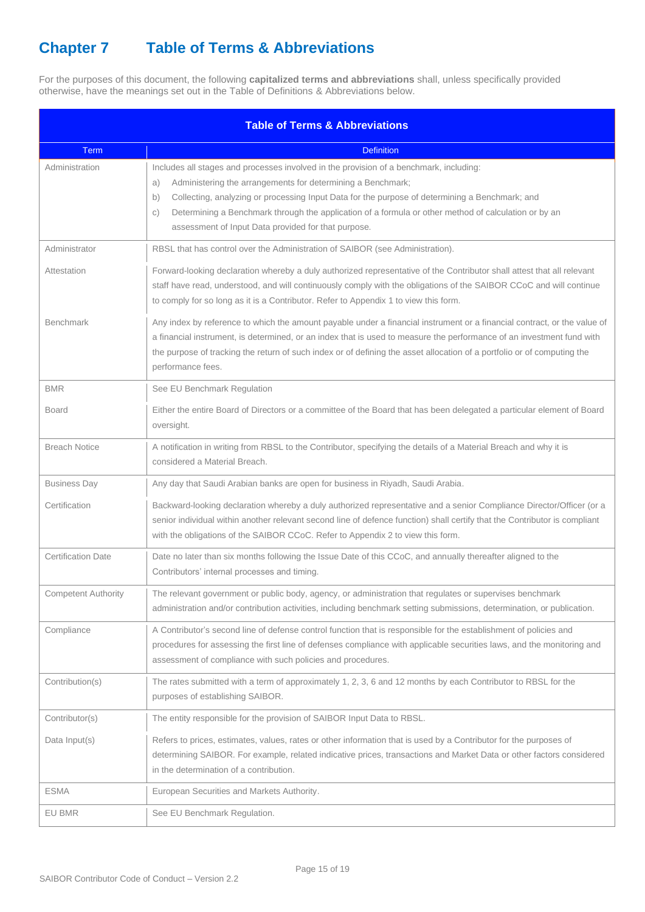# Chapter 7 Table of Terms & Abbreviations

For the purposes of this document, the following **capitalized terms and abbreviations** shall, unless specifically provided otherwise, have the meanings set out in the Table of Definitions & Abbreviations below.

| Table of Terms & Abbreviations | |
|---|---|
| **Term** | **Definition** |
| Administration | Includes all stages and processes involved in the provision of a benchmark, including:<br>a) Administering the arrangements for determining a Benchmark;<br>b) Collecting, analyzing or processing Input Data for the purpose of determining a Benchmark; and<br>c) Determining a Benchmark through the application of a formula or other method of calculation or by an assessment of Input Data provided for that purpose. |
| Administrator | RBSL that has control over the Administration of SAIBOR (see Administration). |
| Attestation | Forward-looking declaration whereby a duly authorized representative of the Contributor shall attest that all relevant staff have read, understood, and will continuously comply with the obligations of the SAIBOR CCoC and will continue to comply for so long as it is a Contributor. Refer to Appendix 1 to view this form. |
| Benchmark | Any index by reference to which the amount payable under a financial instrument or a financial contract, or the value of a financial instrument, is determined, or an index that is used to measure the performance of an investment fund with the purpose of tracking the return of such index or of defining the asset allocation of a portfolio or of computing the performance fees. |
| BMR | See EU Benchmark Regulation |
| Board | Either the entire Board of Directors or a committee of the Board that has been delegated a particular element of Board oversight. |
| Breach Notice | A notification in writing from RBSL to the Contributor, specifying the details of a Material Breach and why it is considered a Material Breach. |
| Business Day | Any day that Saudi Arabian banks are open for business in Riyadh, Saudi Arabia. |
| Certification | Backward-looking declaration whereby a duly authorized representative and a senior Compliance Director/Officer (or a senior individual within another relevant second line of defence function) shall certify that the Contributor is compliant with the obligations of the SAIBOR CCoC. Refer to Appendix 2 to view this form. |
| Certification Date | Date no later than six months following the Issue Date of this CCoC, and annually thereafter aligned to the Contributors' internal processes and timing. |
| Competent Authority | The relevant government or public body, agency, or administration that regulates or supervises benchmark administration and/or contribution activities, including benchmark setting submissions, determination, or publication. |
| Compliance | A Contributor's second line of defense control function that is responsible for the establishment of policies and procedures for assessing the first line of defenses compliance with applicable securities laws, and the monitoring and assessment of compliance with such policies and procedures. |
| Contribution(s) | The rates submitted with a term of approximately 1, 2, 3, 6 and 12 months by each Contributor to RBSL for the purposes of establishing SAIBOR. |
| Contributor(s) | The entity responsible for the provision of SAIBOR Input Data to RBSL. |
| Data Input(s) | Refers to prices, estimates, values, rates or other information that is used by a Contributor for the purposes of determining SAIBOR. For example, related indicative prices, transactions and Market Data or other factors considered in the determination of a contribution. |
| ESMA | European Securities and Markets Authority. |
| EU BMR | See EU Benchmark Regulation. |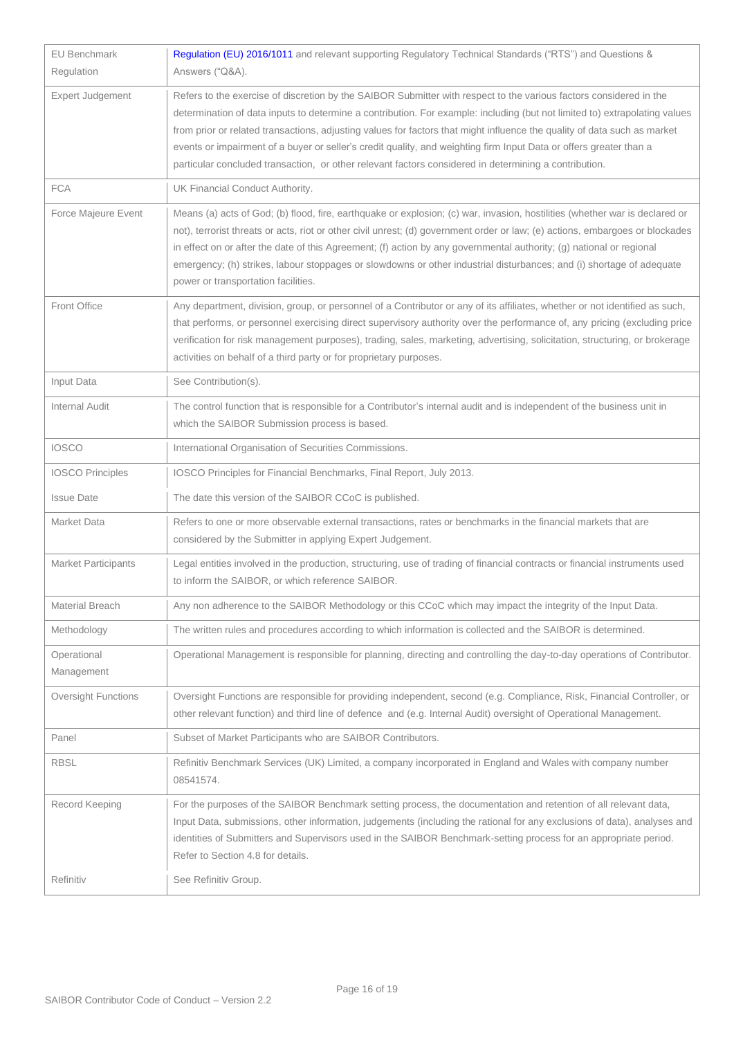| | |
|---|---|
| EU Benchmark Regulation | Regulation (EU) 2016/1011 and relevant supporting Regulatory Technical Standards ("RTS") and Questions & Answers ("Q&A). |
| Expert Judgement | Refers to the exercise of discretion by the SAIBOR Submitter with respect to the various factors considered in the determination of data inputs to determine a contribution. For example: including (but not limited to) extrapolating values from prior or related transactions, adjusting values for factors that might influence the quality of data such as market events or impairment of a buyer or seller's credit quality, and weighting firm Input Data or offers greater than a particular concluded transaction, or other relevant factors considered in determining a contribution. |
| FCA | UK Financial Conduct Authority. |
| Force Majeure Event | Means (a) acts of God; (b) flood, fire, earthquake or explosion; (c) war, invasion, hostilities (whether war is declared or not), terrorist threats or acts, riot or other civil unrest; (d) government order or law; (e) actions, embargoes or blockades in effect on or after the date of this Agreement; (f) action by any governmental authority; (g) national or regional emergency; (h) strikes, labour stoppages or slowdowns or other industrial disturbances; and (i) shortage of adequate power or transportation facilities. |
| Front Office | Any department, division, group, or personnel of a Contributor or any of its affiliates, whether or not identified as such, that performs, or personnel exercising direct supervisory authority over the performance of, any pricing (excluding price verification for risk management purposes), trading, sales, marketing, advertising, solicitation, structuring, or brokerage activities on behalf of a third party or for proprietary purposes. |
| Input Data | See Contribution(s). |
| Internal Audit | The control function that is responsible for a Contributor's internal audit and is independent of the business unit in which the SAIBOR Submission process is based. |
| IOSCO | International Organisation of Securities Commissions. |
| IOSCO Principles | IOSCO Principles for Financial Benchmarks, Final Report, July 2013. |
| Issue Date | The date this version of the SAIBOR CCoC is published. |
| Market Data | Refers to one or more observable external transactions, rates or benchmarks in the financial markets that are considered by the Submitter in applying Expert Judgement. |
| Market Participants | Legal entities involved in the production, structuring, use of trading of financial contracts or financial instruments used to inform the SAIBOR, or which reference SAIBOR. |
| Material Breach | Any non adherence to the SAIBOR Methodology or this CCoC which may impact the integrity of the Input Data. |
| Methodology | The written rules and procedures according to which information is collected and the SAIBOR is determined. |
| Operational Management | Operational Management is responsible for planning, directing and controlling the day-to-day operations of Contributor. |
| Oversight Functions | Oversight Functions are responsible for providing independent, second (e.g. Compliance, Risk, Financial Controller, or other relevant function) and third line of defence and (e.g. Internal Audit) oversight of Operational Management. |
| Panel | Subset of Market Participants who are SAIBOR Contributors. |
| RBSL | Refinitiv Benchmark Services (UK) Limited, a company incorporated in England and Wales with company number 08541574. |
| Record Keeping | For the purposes of the SAIBOR Benchmark setting process, the documentation and retention of all relevant data, Input Data, submissions, other information, judgements (including the rational for any exclusions of data), analyses and identities of Submitters and Supervisors used in the SAIBOR Benchmark-setting process for an appropriate period. Refer to Section 4.8 for details. |
| Refinitiv | See Refinitiv Group. |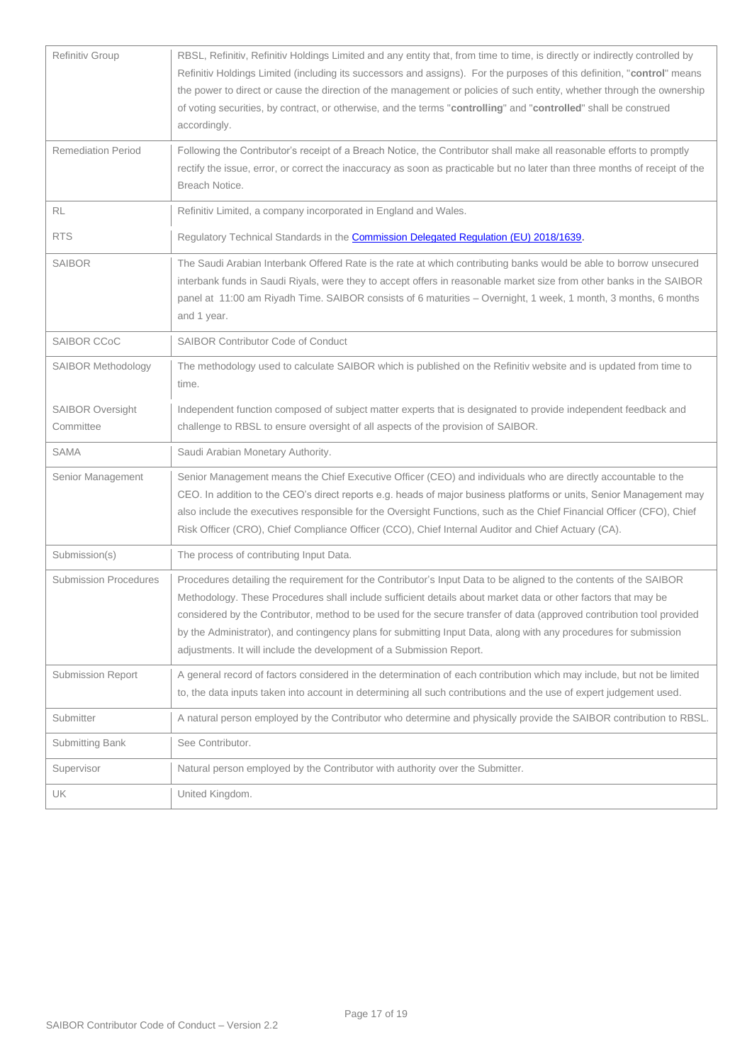| | |
|---|---|
| Refinitiv Group | RBSL, Refinitiv, Refinitiv Holdings Limited and any entity that, from time to time, is directly or indirectly controlled by Refinitiv Holdings Limited (including its successors and assigns). For the purposes of this definition, "**control**" means the power to direct or cause the direction of the management or policies of such entity, whether through the ownership of voting securities, by contract, or otherwise, and the terms "**controlling**" and "**controlled**" shall be construed accordingly. |
| Remediation Period | Following the Contributor's receipt of a Breach Notice, the Contributor shall make all reasonable efforts to promptly rectify the issue, error, or correct the inaccuracy as soon as practicable but no later than three months of receipt of the Breach Notice. |
| RL | Refinitiv Limited, a company incorporated in England and Wales. |
| RTS | Regulatory Technical Standards in the [Commission Delegated Regulation (EU) 2018/1639](). |
| SAIBOR | The Saudi Arabian Interbank Offered Rate is the rate at which contributing banks would be able to borrow unsecured interbank funds in Saudi Riyals, were they to accept offers in reasonable market size from other banks in the SAIBOR panel at 11:00 am Riyadh Time. SAIBOR consists of 6 maturities – Overnight, 1 week, 1 month, 3 months, 6 months and 1 year. |
| SAIBOR CCoC | SAIBOR Contributor Code of Conduct |
| SAIBOR Methodology | The methodology used to calculate SAIBOR which is published on the Refinitiv website and is updated from time to time. |
| SAIBOR Oversight Committee | Independent function composed of subject matter experts that is designated to provide independent feedback and challenge to RBSL to ensure oversight of all aspects of the provision of SAIBOR. |
| SAMA | Saudi Arabian Monetary Authority. |
| Senior Management | Senior Management means the Chief Executive Officer (CEO) and individuals who are directly accountable to the CEO. In addition to the CEO's direct reports e.g. heads of major business platforms or units, Senior Management may also include the executives responsible for the Oversight Functions, such as the Chief Financial Officer (CFO), Chief Risk Officer (CRO), Chief Compliance Officer (CCO), Chief Internal Auditor and Chief Actuary (CA). |
| Submission(s) | The process of contributing Input Data. |
| Submission Procedures | Procedures detailing the requirement for the Contributor's Input Data to be aligned to the contents of the SAIBOR Methodology. These Procedures shall include sufficient details about market data or other factors that may be considered by the Contributor, method to be used for the secure transfer of data (approved contribution tool provided by the Administrator), and contingency plans for submitting Input Data, along with any procedures for submission adjustments. It will include the development of a Submission Report. |
| Submission Report | A general record of factors considered in the determination of each contribution which may include, but not be limited to, the data inputs taken into account in determining all such contributions and the use of expert judgement used. |
| Submitter | A natural person employed by the Contributor who determine and physically provide the SAIBOR contribution to RBSL. |
| Submitting Bank | See Contributor. |
| Supervisor | Natural person employed by the Contributor with authority over the Submitter. |
| UK | United Kingdom. |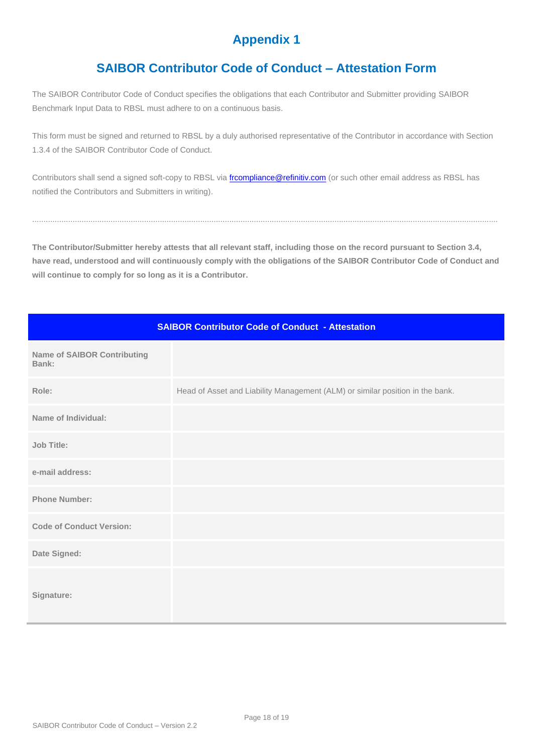# Appendix 1

## SAIBOR Contributor Code of Conduct – Attestation Form

The SAIBOR Contributor Code of Conduct specifies the obligations that each Contributor and Submitter providing SAIBOR Benchmark Input Data to RBSL must adhere to on a continuous basis.

This form must be signed and returned to RBSL by a duly authorised representative of the Contributor in accordance with Section 1.3.4 of the SAIBOR Contributor Code of Conduct.

Contributors shall send a signed soft-copy to RBSL via frcompliance@refinitiv.com (or such other email address as RBSL has notified the Contributors and Submitters in writing).

...........................................................................................................................................................................................

**The Contributor/Submitter hereby attests that all relevant staff, including those on the record pursuant to Section 3.4, have read, understood and will continuously comply with the obligations of the SAIBOR Contributor Code of Conduct and will continue to comply for so long as it is a Contributor.**

| SAIBOR Contributor Code of Conduct - Attestation | |
|---|---|
| **Name of SAIBOR Contributing Bank:** | |
| **Role:** | Head of Asset and Liability Management (ALM) or similar position in the bank. |
| **Name of Individual:** | |
| **Job Title:** | |
| **e-mail address:** | |
| **Phone Number:** | |
| **Code of Conduct Version:** | |
| **Date Signed:** | |
| **Signature:** | |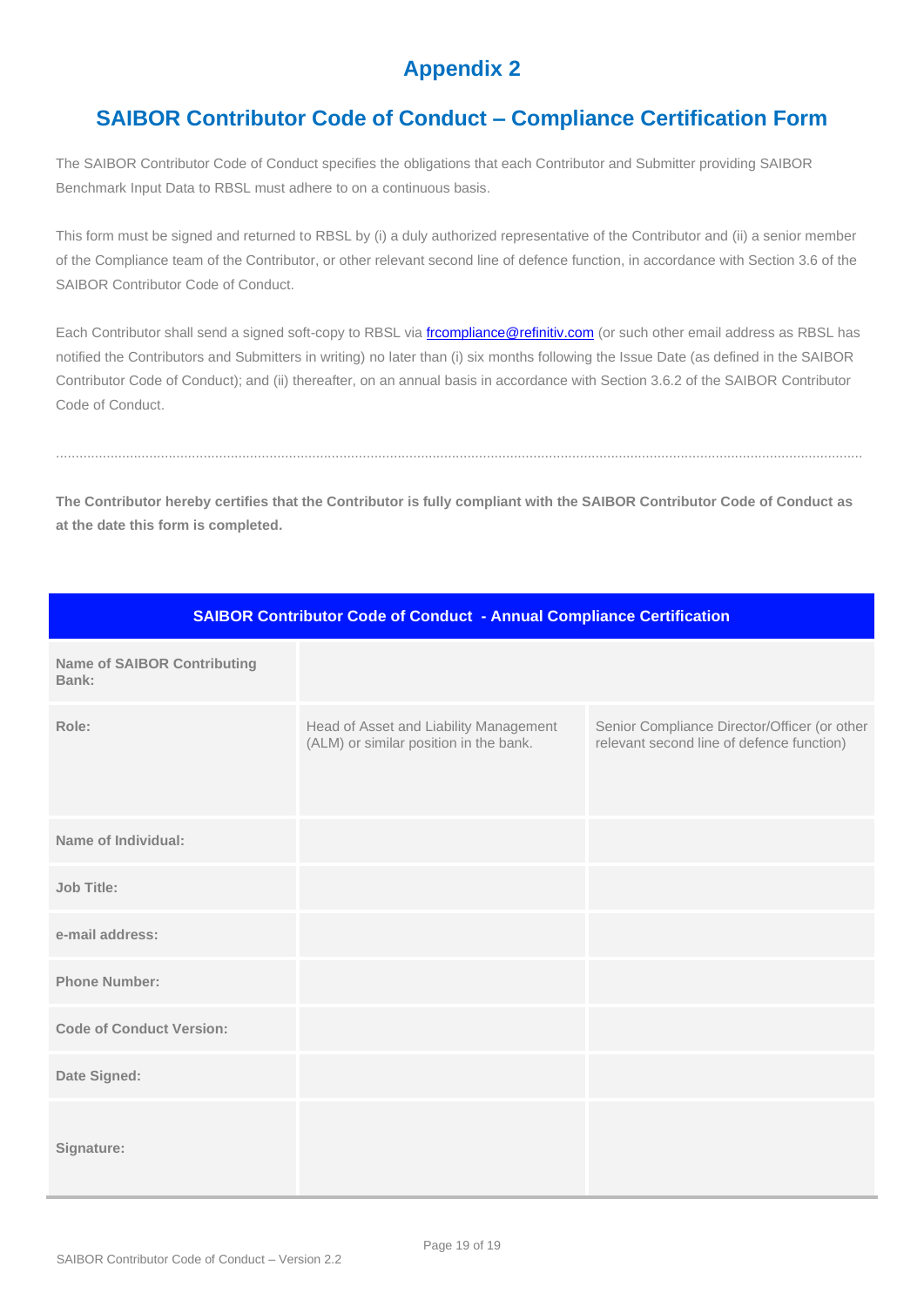# Appendix 2

## SAIBOR Contributor Code of Conduct – Compliance Certification Form

The SAIBOR Contributor Code of Conduct specifies the obligations that each Contributor and Submitter providing SAIBOR Benchmark Input Data to RBSL must adhere to on a continuous basis.

This form must be signed and returned to RBSL by (i) a duly authorized representative of the Contributor and (ii) a senior member of the Compliance team of the Contributor, or other relevant second line of defence function, in accordance with Section 3.6 of the SAIBOR Contributor Code of Conduct.

Each Contributor shall send a signed soft-copy to RBSL via frcompliance@refinitiv.com (or such other email address as RBSL has notified the Contributors and Submitters in writing) no later than (i) six months following the Issue Date (as defined in the SAIBOR Contributor Code of Conduct); and (ii) thereafter, on an annual basis in accordance with Section 3.6.2 of the SAIBOR Contributor Code of Conduct.

.....................................................................................................................................................................................................

**The Contributor hereby certifies that the Contributor is fully compliant with the SAIBOR Contributor Code of Conduct as at the date this form is completed.**

| **SAIBOR Contributor Code of Conduct - Annual Compliance Certification** | | |
|---|---|---|
| **Name of SAIBOR Contributing Bank:** | | |
| **Role:** | Head of Asset and Liability Management (ALM) or similar position in the bank. | Senior Compliance Director/Officer (or other relevant second line of defence function) |
| **Name of Individual:** | | |
| **Job Title:** | | |
| **e-mail address:** | | |
| **Phone Number:** | | |
| **Code of Conduct Version:** | | |
| **Date Signed:** | | |
| **Signature:** | | |